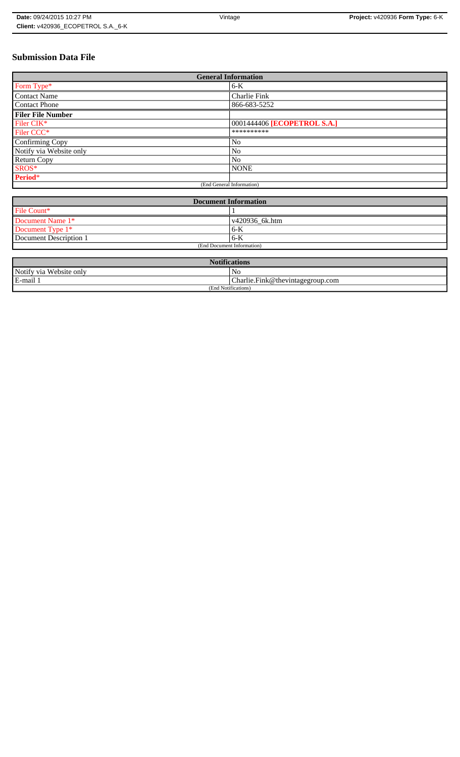# Submission Data File

| General Information | |
|---|---|
| Form Type* | 6-K |
| Contact Name | Charlie Fink |
| Contact Phone | 866-683-5252 |
| **Filer File Number** | |
| Filer CIK* | 0001444406 **[ECOPETROL S.A.]** |
| Filer CCC* | ********** |
| Confirming Copy | No |
| Notify via Website only | No |
| Return Copy | No |
| SROS* | NONE |
| **Period*** | |
| (End General Information) | |

| Document Information | |
|---|---|
| File Count* | 1 |
| Document Name 1* | v420936_6k.htm |
| Document Type 1* | 6-K |
| Document Description 1 | 6-K |
| (End Document Information) | |

| Notifications | |
|---|---|
| Notify via Website only | No |
| E-mail 1 | Charlie.Fink@thevintagegroup.com |
| (End Notifications) | |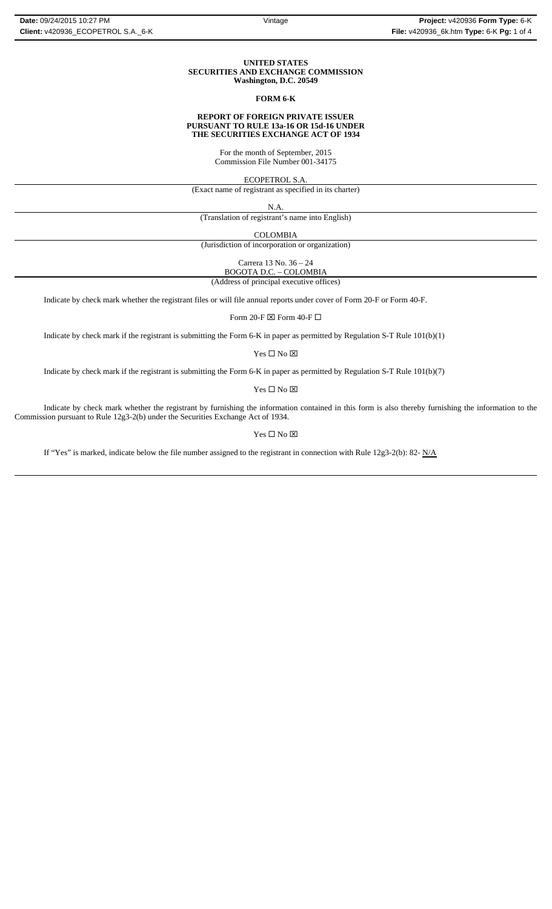**UNITED STATES**
**SECURITIES AND EXCHANGE COMMISSION**
**Washington, D.C. 20549**

**FORM 6-K**

**REPORT OF FOREIGN PRIVATE ISSUER**
**PURSUANT TO RULE 13a-16 OR 15d-16 UNDER**
**THE SECURITIES EXCHANGE ACT OF 1934**

For the month of September, 2015
Commission File Number 001-34175

ECOPETROL S.A.
(Exact name of registrant as specified in its charter)

N.A.
(Translation of registrant's name into English)

COLOMBIA
(Jurisdiction of incorporation or organization)

Carrera 13 No. 36 – 24
BOGOTA D.C. – COLOMBIA
(Address of principal executive offices)

Indicate by check mark whether the registrant files or will file annual reports under cover of Form 20-F or Form 40-F.

Form 20-F ☒ Form 40-F ☐

Indicate by check mark if the registrant is submitting the Form 6-K in paper as permitted by Regulation S-T Rule 101(b)(1)

Yes ☐ No ☒

Indicate by check mark if the registrant is submitting the Form 6-K in paper as permitted by Regulation S-T Rule 101(b)(7)

Yes ☐ No ☒

Indicate by check mark whether the registrant by furnishing the information contained in this form is also thereby furnishing the information to the Commission pursuant to Rule 12g3-2(b) under the Securities Exchange Act of 1934.

Yes ☐ No ☒

If "Yes" is marked, indicate below the file number assigned to the registrant in connection with Rule 12g3-2(b): 82- N/A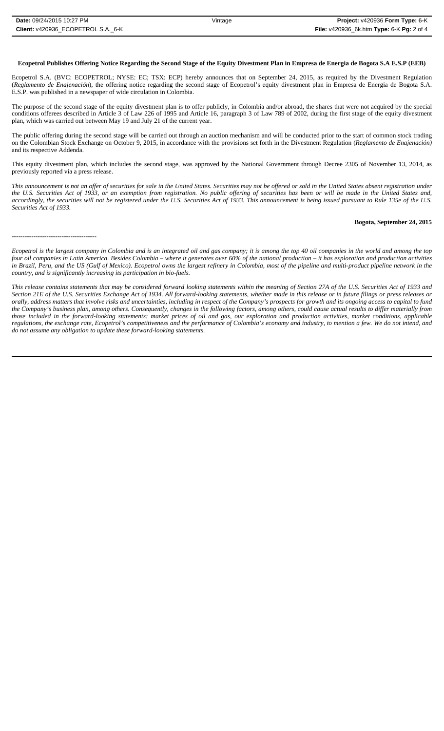**Ecopetrol Publishes Offering Notice Regarding the Second Stage of the Equity Divestment Plan in Empresa de Energia de Bogota S.A E.S.P (EEB)**

Ecopetrol S.A. (BVC: ECOPETROL; NYSE: EC; TSX: ECP) hereby announces that on September 24, 2015, as required by the Divestment Regulation (*Reglamento de Enajenación*), the offering notice regarding the second stage of Ecopetrol's equity divestment plan in Empresa de Energia de Bogota S.A. E.S.P. was published in a newspaper of wide circulation in Colombia.

The purpose of the second stage of the equity divestment plan is to offer publicly, in Colombia and/or abroad, the shares that were not acquired by the special conditions offerees described in Article 3 of Law 226 of 1995 and Article 16, paragraph 3 of Law 789 of 2002, during the first stage of the equity divestment plan, which was carried out between May 19 and July 21 of the current year.

The public offering during the second stage will be carried out through an auction mechanism and will be conducted prior to the start of common stock trading on the Colombian Stock Exchange on October 9, 2015, in accordance with the provisions set forth in the Divestment Regulation (*Reglamento de Enajenación)* and its respective Addenda.

This equity divestment plan, which includes the second stage, was approved by the National Government through Decree 2305 of November 13, 2014, as previously reported via a press release.

*This announcement is not an offer of securities for sale in the United States. Securities may not be offered or sold in the United States absent registration under the U.S. Securities Act of 1933, or an exemption from registration. No public offering of securities has been or will be made in the United States and, accordingly, the securities will not be registered under the U.S. Securities Act of 1933. This announcement is being issued pursuant to Rule 135e of the U.S. Securities Act of 1933.*

**Bogota, September 24, 2015**

---------------------------------------

*Ecopetrol is the largest company in Colombia and is an integrated oil and gas company; it is among the top 40 oil companies in the world and among the top four oil companies in Latin America. Besides Colombia – where it generates over 60% of the national production – it has exploration and production activities in Brazil, Peru, and the US (Gulf of Mexico). Ecopetrol owns the largest refinery in Colombia, most of the pipeline and multi-product pipeline network in the country, and is significantly increasing its participation in bio-fuels.*

*This release contains statements that may be considered forward looking statements within the meaning of Section 27A of the U.S. Securities Act of 1933 and Section 21E of the U.S. Securities Exchange Act of 1934. All forward-looking statements, whether made in this release or in future filings or press releases or orally, address matters that involve risks and uncertainties, including in respect of the Company's prospects for growth and its ongoing access to capital to fund the Company's business plan, among others. Consequently, changes in the following factors, among others, could cause actual results to differ materially from those included in the forward-looking statements: market prices of oil and gas, our exploration and production activities, market conditions, applicable regulations, the exchange rate, Ecopetrol's competitiveness and the performance of Colombia's economy and industry, to mention a few. We do not intend, and do not assume any obligation to update these forward-looking statements.*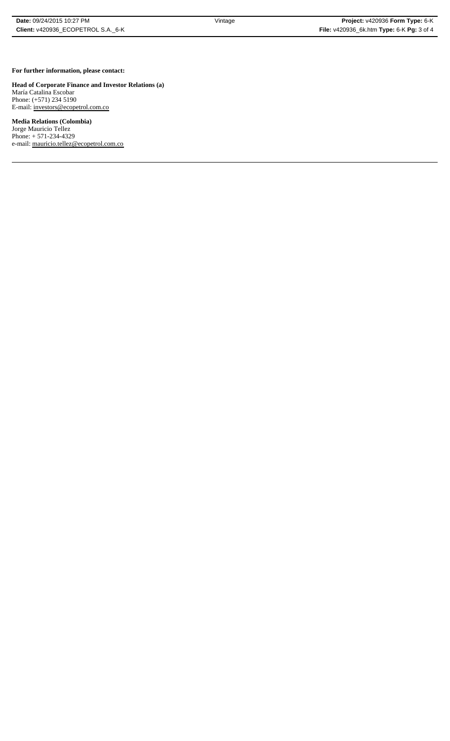**For further information, please contact:**

**Head of Corporate Finance and Investor Relations (a)**
María Catalina Escobar
Phone: (+571) 234 5190
E-mail: investors@ecopetrol.com.co

**Media Relations (Colombia)**
Jorge Mauricio Tellez
Phone: + 571-234-4329
e-mail: mauricio.tellez@ecopetrol.com.co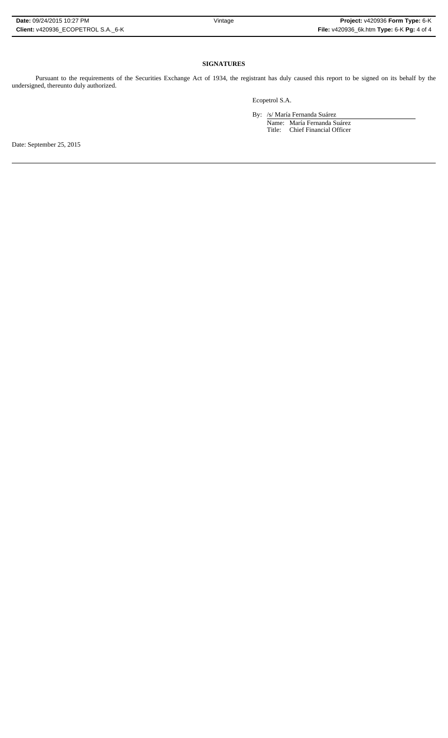## SIGNATURES

Pursuant to the requirements of the Securities Exchange Act of 1934, the registrant has duly caused this report to be signed on its behalf by the undersigned, thereunto duly authorized.

Ecopetrol S.A.

By: /s/ María Fernanda Suárez

Name: María Fernanda Suárez
Title: Chief Financial Officer

Date: September 25, 2015